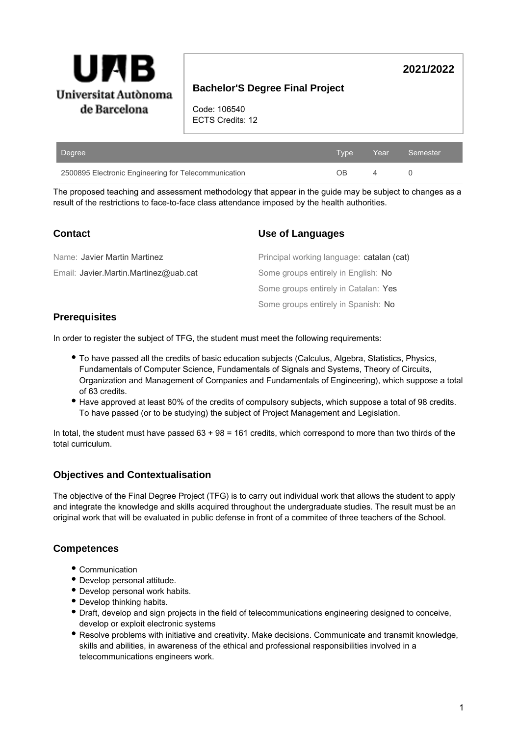**2021/2022**

# Bachelor'S Degree Final Project

Code: 106540
ECTS Credits: 12

| Degree | Type | Year | Semester |
| --- | --- | --- | --- |
| 2500895 Electronic Engineering for Telecommunication | OB | 4 | 0 |

The proposed teaching and assessment methodology that appear in the guide may be subject to changes as a result of the restrictions to face-to-face class attendance imposed by the health authorities.

## Contact

Name: Javier Martin Martinez

Email: Javier.Martin.Martinez@uab.cat

## Use of Languages

Principal working language: catalan (cat)

Some groups entirely in English: No

Some groups entirely in Catalan: Yes

Some groups entirely in Spanish: No

## Prerequisites

In order to register the subject of TFG, the student must meet the following requirements:

- To have passed all the credits of basic education subjects (Calculus, Algebra, Statistics, Physics, Fundamentals of Computer Science, Fundamentals of Signals and Systems, Theory of Circuits, Organization and Management of Companies and Fundamentals of Engineering), which suppose a total of 63 credits.
- Have approved at least 80% of the credits of compulsory subjects, which suppose a total of 98 credits. To have passed (or to be studying) the subject of Project Management and Legislation.

In total, the student must have passed 63 + 98 = 161 credits, which correspond to more than two thirds of the total curriculum.

## Objectives and Contextualisation

The objective of the Final Degree Project (TFG) is to carry out individual work that allows the student to apply and integrate the knowledge and skills acquired throughout the undergraduate studies. The result must be an original work that will be evaluated in public defense in front of a commitee of three teachers of the School.

## Competences

- Communication
- Develop personal attitude.
- Develop personal work habits.
- Develop thinking habits.
- Draft, develop and sign projects in the field of telecommunications engineering designed to conceive, develop or exploit electronic systems
- Resolve problems with initiative and creativity. Make decisions. Communicate and transmit knowledge, skills and abilities, in awareness of the ethical and professional responsibilities involved in a telecommunications engineers work.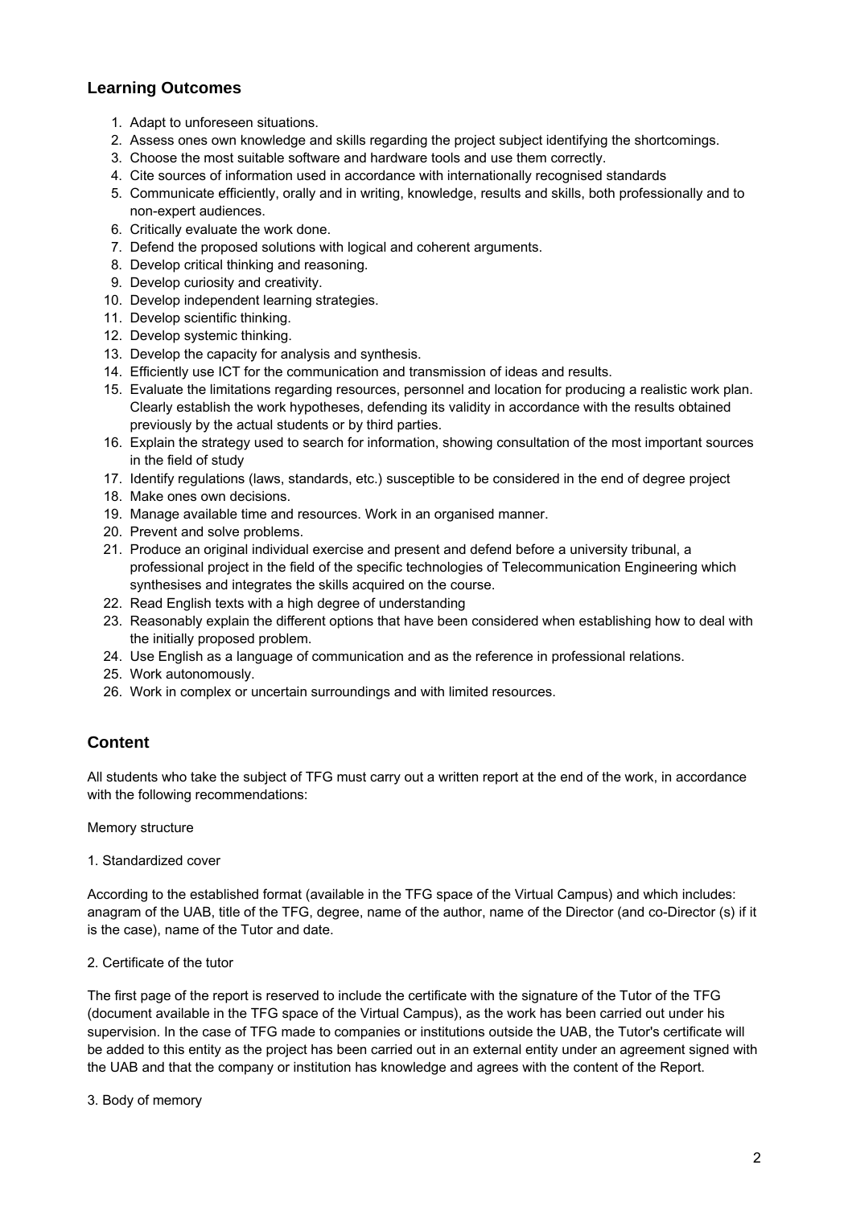## Learning Outcomes

1. Adapt to unforeseen situations.
2. Assess ones own knowledge and skills regarding the project subject identifying the shortcomings.
3. Choose the most suitable software and hardware tools and use them correctly.
4. Cite sources of information used in accordance with internationally recognised standards
5. Communicate efficiently, orally and in writing, knowledge, results and skills, both professionally and to non-expert audiences.
6. Critically evaluate the work done.
7. Defend the proposed solutions with logical and coherent arguments.
8. Develop critical thinking and reasoning.
9. Develop curiosity and creativity.
10. Develop independent learning strategies.
11. Develop scientific thinking.
12. Develop systemic thinking.
13. Develop the capacity for analysis and synthesis.
14. Efficiently use ICT for the communication and transmission of ideas and results.
15. Evaluate the limitations regarding resources, personnel and location for producing a realistic work plan. Clearly establish the work hypotheses, defending its validity in accordance with the results obtained previously by the actual students or by third parties.
16. Explain the strategy used to search for information, showing consultation of the most important sources in the field of study
17. Identify regulations (laws, standards, etc.) susceptible to be considered in the end of degree project
18. Make ones own decisions.
19. Manage available time and resources. Work in an organised manner.
20. Prevent and solve problems.
21. Produce an original individual exercise and present and defend before a university tribunal, a professional project in the field of the specific technologies of Telecommunication Engineering which synthesises and integrates the skills acquired on the course.
22. Read English texts with a high degree of understanding
23. Reasonably explain the different options that have been considered when establishing how to deal with the initially proposed problem.
24. Use English as a language of communication and as the reference in professional relations.
25. Work autonomously.
26. Work in complex or uncertain surroundings and with limited resources.

## Content

All students who take the subject of TFG must carry out a written report at the end of the work, in accordance with the following recommendations:

Memory structure

1. Standardized cover

According to the established format (available in the TFG space of the Virtual Campus) and which includes: anagram of the UAB, title of the TFG, degree, name of the author, name of the Director (and co-Director (s) if it is the case), name of the Tutor and date.

2. Certificate of the tutor

The first page of the report is reserved to include the certificate with the signature of the Tutor of the TFG (document available in the TFG space of the Virtual Campus), as the work has been carried out under his supervision. In the case of TFG made to companies or institutions outside the UAB, the Tutor's certificate will be added to this entity as the project has been carried out in an external entity under an agreement signed with the UAB and that the company or institution has knowledge and agrees with the content of the Report.

3. Body of memory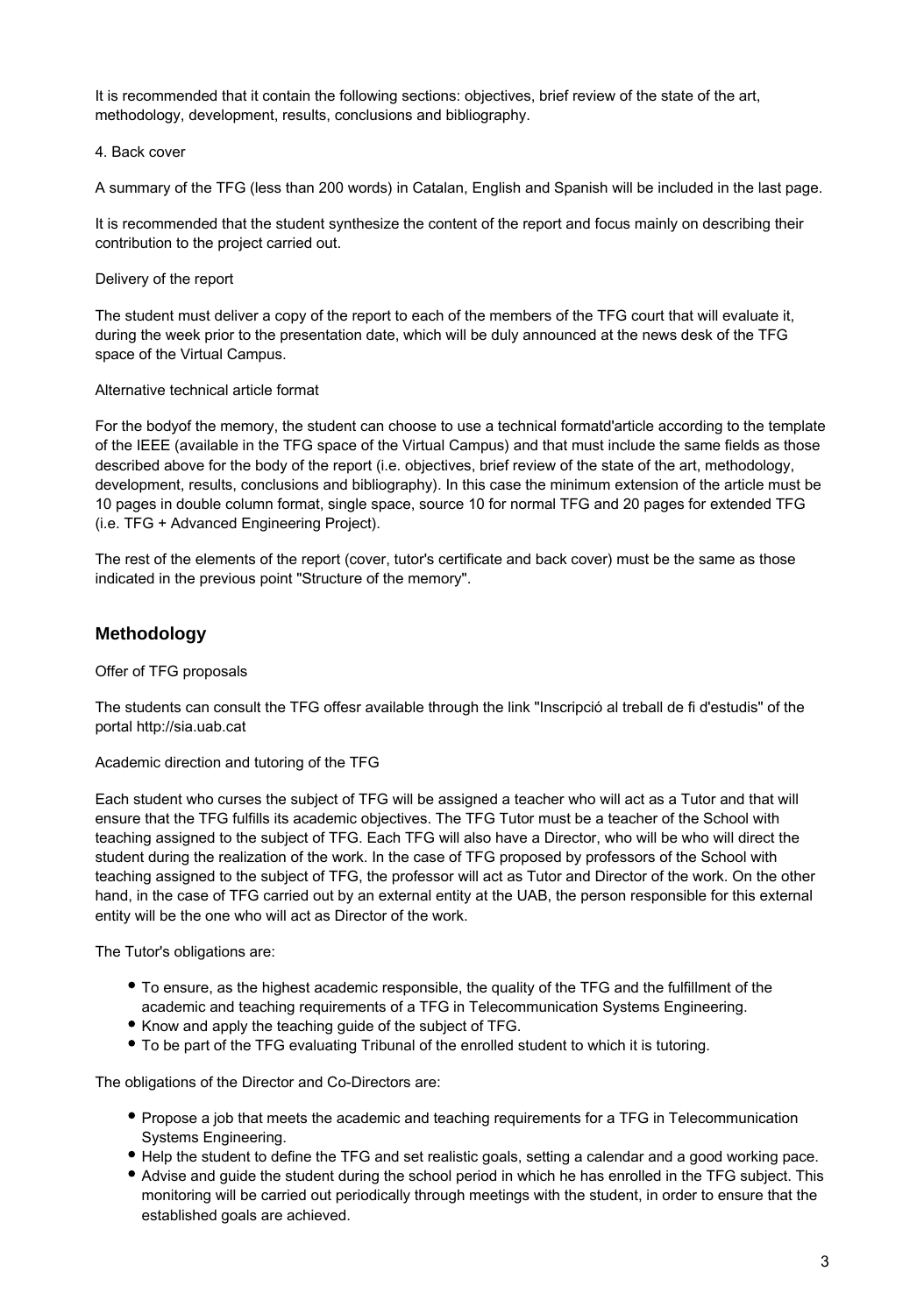It is recommended that it contain the following sections: objectives, brief review of the state of the art, methodology, development, results, conclusions and bibliography.

4. Back cover

A summary of the TFG (less than 200 words) in Catalan, English and Spanish will be included in the last page.

It is recommended that the student synthesize the content of the report and focus mainly on describing their contribution to the project carried out.

Delivery of the report

The student must deliver a copy of the report to each of the members of the TFG court that will evaluate it, during the week prior to the presentation date, which will be duly announced at the news desk of the TFG space of the Virtual Campus.

Alternative technical article format

For the bodyof the memory, the student can choose to use a technical formatd'article according to the template of the IEEE (available in the TFG space of the Virtual Campus) and that must include the same fields as those described above for the body of the report (i.e. objectives, brief review of the state of the art, methodology, development, results, conclusions and bibliography). In this case the minimum extension of the article must be 10 pages in double column format, single space, source 10 for normal TFG and 20 pages for extended TFG (i.e. TFG + Advanced Engineering Project).

The rest of the elements of the report (cover, tutor's certificate and back cover) must be the same as those indicated in the previous point "Structure of the memory".

## Methodology

Offer of TFG proposals

The students can consult the TFG offesr available through the link "Inscripció al treball de fi d'estudis" of the portal http://sia.uab.cat

Academic direction and tutoring of the TFG

Each student who curses the subject of TFG will be assigned a teacher who will act as a Tutor and that will ensure that the TFG fulfills its academic objectives. The TFG Tutor must be a teacher of the School with teaching assigned to the subject of TFG. Each TFG will also have a Director, who will be who will direct the student during the realization of the work. In the case of TFG proposed by professors of the School with teaching assigned to the subject of TFG, the professor will act as Tutor and Director of the work. On the other hand, in the case of TFG carried out by an external entity at the UAB, the person responsible for this external entity will be the one who will act as Director of the work.

The Tutor's obligations are:

- To ensure, as the highest academic responsible, the quality of the TFG and the fulfillment of the academic and teaching requirements of a TFG in Telecommunication Systems Engineering.
- Know and apply the teaching guide of the subject of TFG.
- To be part of the TFG evaluating Tribunal of the enrolled student to which it is tutoring.

The obligations of the Director and Co-Directors are:

- Propose a job that meets the academic and teaching requirements for a TFG in Telecommunication Systems Engineering.
- Help the student to define the TFG and set realistic goals, setting a calendar and a good working pace.
- Advise and guide the student during the school period in which he has enrolled in the TFG subject. This monitoring will be carried out periodically through meetings with the student, in order to ensure that the established goals are achieved.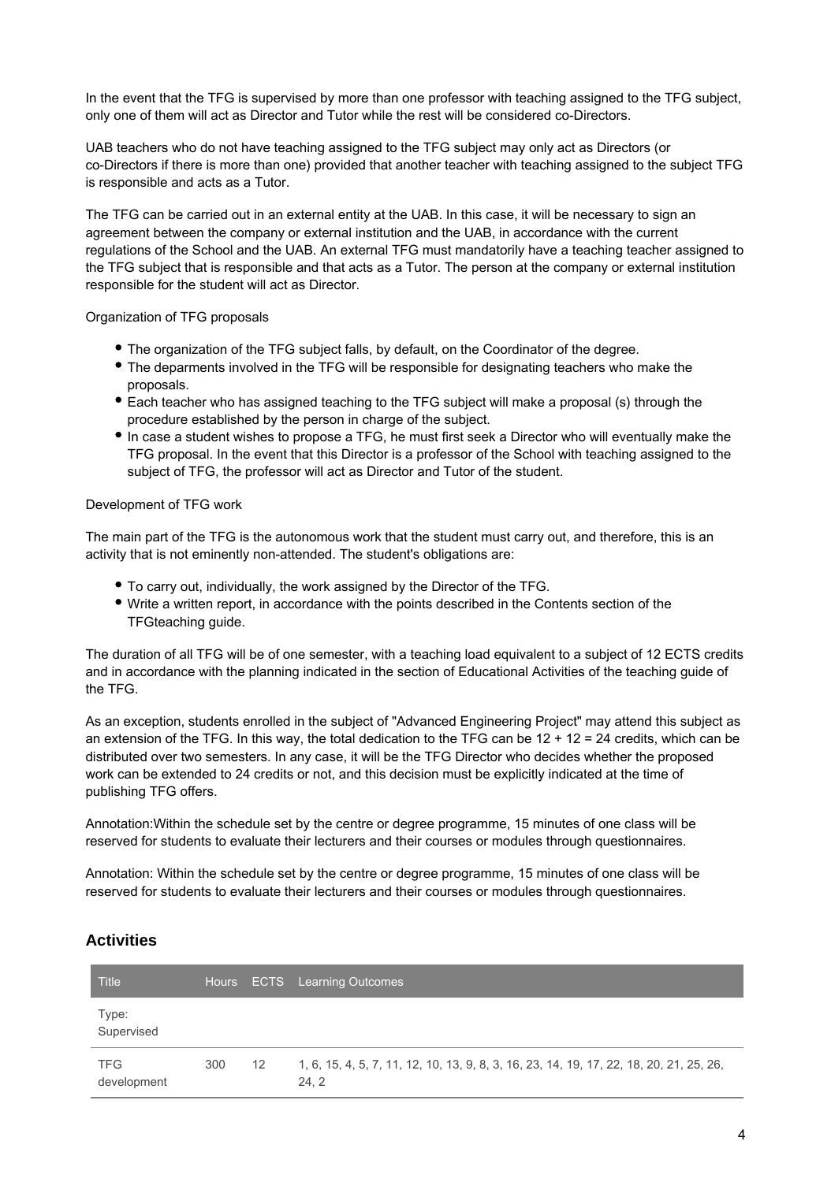In the event that the TFG is supervised by more than one professor with teaching assigned to the TFG subject, only one of them will act as Director and Tutor while the rest will be considered co-Directors.

UAB teachers who do not have teaching assigned to the TFG subject may only act as Directors (or co-Directors if there is more than one) provided that another teacher with teaching assigned to the subject TFG is responsible and acts as a Tutor.

The TFG can be carried out in an external entity at the UAB. In this case, it will be necessary to sign an agreement between the company or external institution and the UAB, in accordance with the current regulations of the School and the UAB. An external TFG must mandatorily have a teaching teacher assigned to the TFG subject that is responsible and that acts as a Tutor. The person at the company or external institution responsible for the student will act as Director.

Organization of TFG proposals

- The organization of the TFG subject falls, by default, on the Coordinator of the degree.
- The deparments involved in the TFG will be responsible for designating teachers who make the proposals.
- Each teacher who has assigned teaching to the TFG subject will make a proposal (s) through the procedure established by the person in charge of the subject.
- In case a student wishes to propose a TFG, he must first seek a Director who will eventually make the TFG proposal. In the event that this Director is a professor of the School with teaching assigned to the subject of TFG, the professor will act as Director and Tutor of the student.

Development of TFG work

The main part of the TFG is the autonomous work that the student must carry out, and therefore, this is an activity that is not eminently non-attended. The student's obligations are:

- To carry out, individually, the work assigned by the Director of the TFG.
- Write a written report, in accordance with the points described in the Contents section of the TFGteaching guide.

The duration of all TFG will be of one semester, with a teaching load equivalent to a subject of 12 ECTS credits and in accordance with the planning indicated in the section of Educational Activities of the teaching guide of the TFG.

As an exception, students enrolled in the subject of "Advanced Engineering Project" may attend this subject as an extension of the TFG. In this way, the total dedication to the TFG can be 12 + 12 = 24 credits, which can be distributed over two semesters. In any case, it will be the TFG Director who decides whether the proposed work can be extended to 24 credits or not, and this decision must be explicitly indicated at the time of publishing TFG offers.

Annotation:Within the schedule set by the centre or degree programme, 15 minutes of one class will be reserved for students to evaluate their lecturers and their courses or modules through questionnaires.

Annotation: Within the schedule set by the centre or degree programme, 15 minutes of one class will be reserved for students to evaluate their lecturers and their courses or modules through questionnaires.

## Activities

| Title | Hours | ECTS | Learning Outcomes |
| --- | --- | --- | --- |
| Type: Supervised | | | |
| TFG development | 300 | 12 | 1, 6, 15, 4, 5, 7, 11, 12, 10, 13, 9, 8, 3, 16, 23, 14, 19, 17, 22, 18, 20, 21, 25, 26, 24, 2 |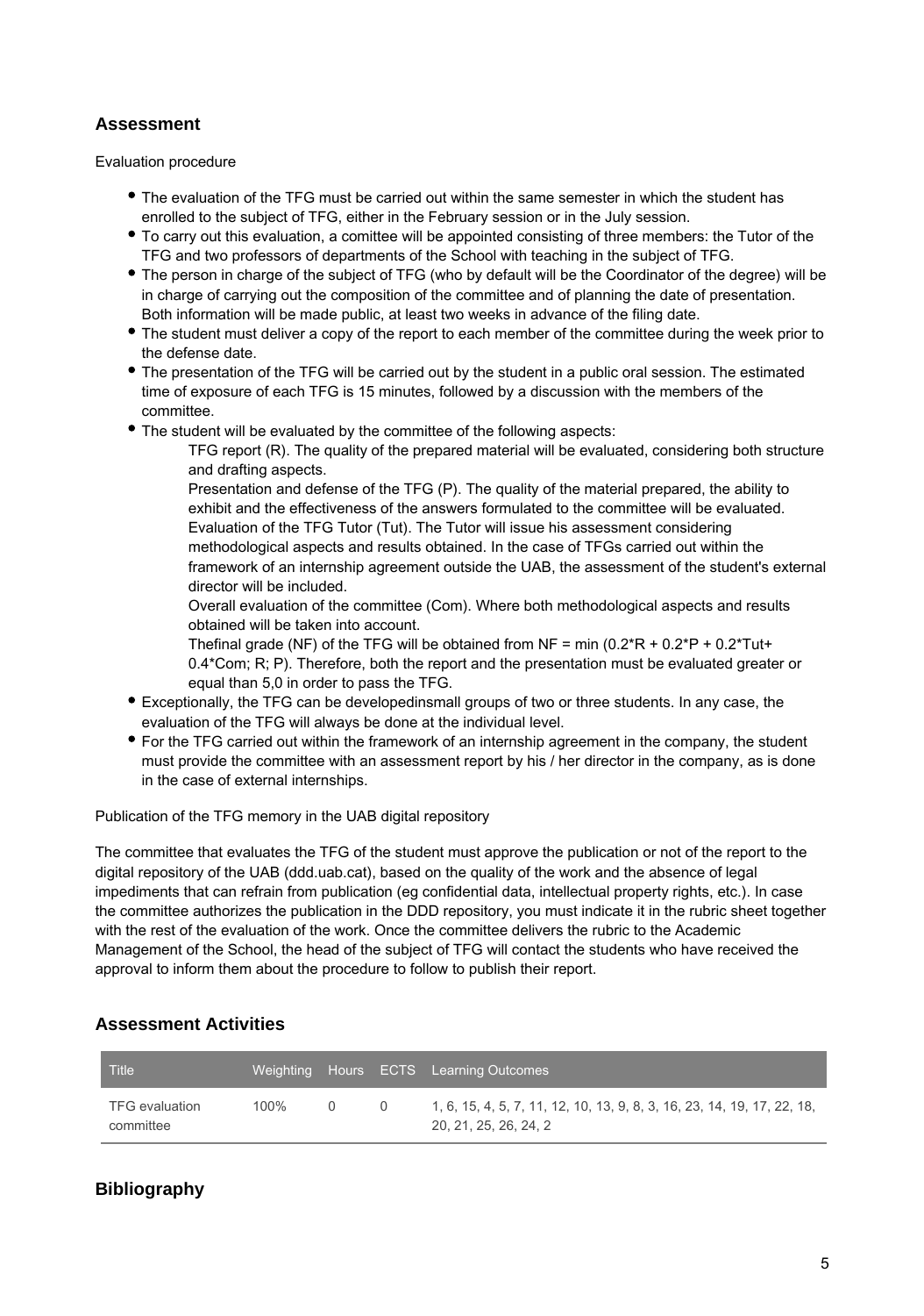## Assessment

Evaluation procedure

- The evaluation of the TFG must be carried out within the same semester in which the student has enrolled to the subject of TFG, either in the February session or in the July session.
- To carry out this evaluation, a comittee will be appointed consisting of three members: the Tutor of the TFG and two professors of departments of the School with teaching in the subject of TFG.
- The person in charge of the subject of TFG (who by default will be the Coordinator of the degree) will be in charge of carrying out the composition of the committee and of planning the date of presentation. Both information will be made public, at least two weeks in advance of the filing date.
- The student must deliver a copy of the report to each member of the committee during the week prior to the defense date.
- The presentation of the TFG will be carried out by the student in a public oral session. The estimated time of exposure of each TFG is 15 minutes, followed by a discussion with the members of the committee.
- The student will be evaluated by the committee of the following aspects:

  TFG report (R). The quality of the prepared material will be evaluated, considering both structure and drafting aspects.

  Presentation and defense of the TFG (P). The quality of the material prepared, the ability to exhibit and the effectiveness of the answers formulated to the committee will be evaluated.

  Evaluation of the TFG Tutor (Tut). The Tutor will issue his assessment considering methodological aspects and results obtained. In the case of TFGs carried out within the framework of an internship agreement outside the UAB, the assessment of the student's external director will be included.

  Overall evaluation of the committee (Com). Where both methodological aspects and results obtained will be taken into account.

  Thefinal grade (NF) of the TFG will be obtained from $NF = \min(0.2*R + 0.2*P + 0.2*Tut + 0.4*Com; R; P)$. Therefore, both the report and the presentation must be evaluated greater or equal than 5,0 in order to pass the TFG.
- Exceptionally, the TFG can be developedinsmall groups of two or three students. In any case, the evaluation of the TFG will always be done at the individual level.
- For the TFG carried out within the framework of an internship agreement in the company, the student must provide the committee with an assessment report by his / her director in the company, as is done in the case of external internships.

Publication of the TFG memory in the UAB digital repository

The committee that evaluates the TFG of the student must approve the publication or not of the report to the digital repository of the UAB (ddd.uab.cat), based on the quality of the work and the absence of legal impediments that can refrain from publication (eg confidential data, intellectual property rights, etc.). In case the committee authorizes the publication in the DDD repository, you must indicate it in the rubric sheet together with the rest of the evaluation of the work. Once the committee delivers the rubric to the Academic Management of the School, the head of the subject of TFG will contact the students who have received the approval to inform them about the procedure to follow to publish their report.

## Assessment Activities

| Title | Weighting | Hours | ECTS | Learning Outcomes |
|---|---|---|---|---|
| TFG evaluation committee | 100% | 0 | 0 | 1, 6, 15, 4, 5, 7, 11, 12, 10, 13, 9, 8, 3, 16, 23, 14, 19, 17, 22, 18, 20, 21, 25, 26, 24, 2 |

## Bibliography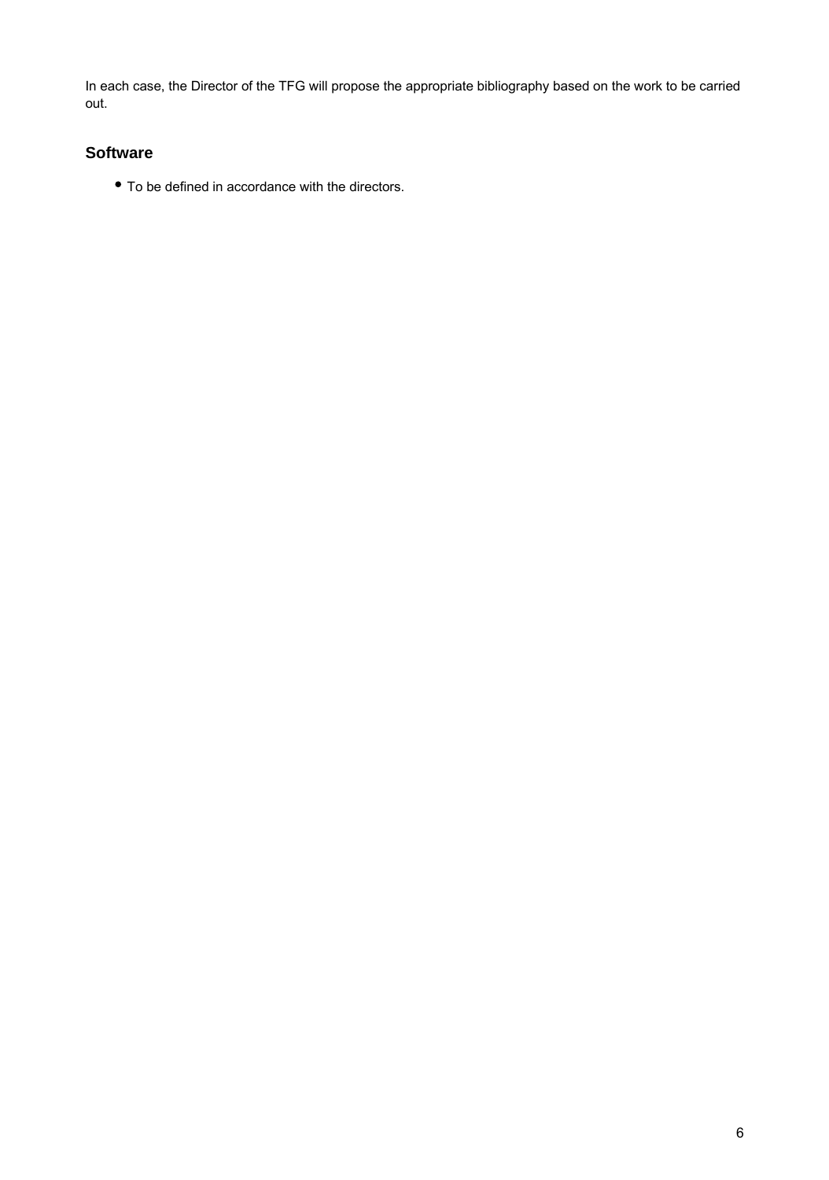In each case, the Director of the TFG will propose the appropriate bibliography based on the work to be carried out.

## Software

- To be defined in accordance with the directors.